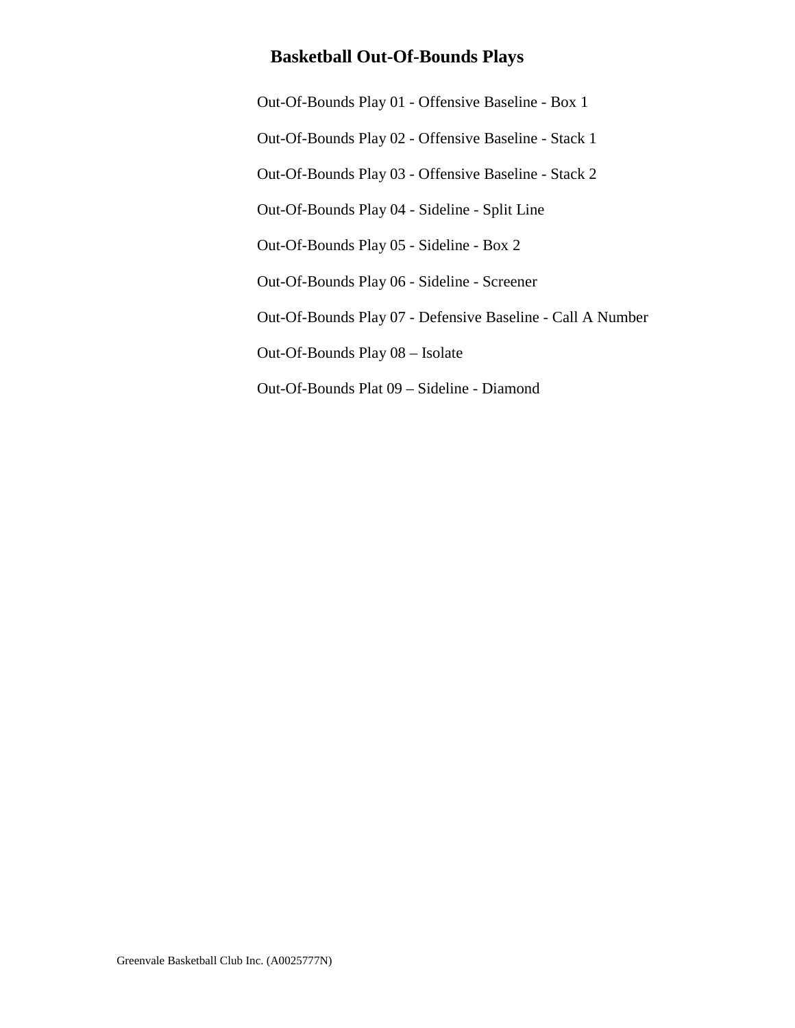# Basketball Out-Of-Bounds Plays

Out-Of-Bounds Play 01 - Offensive Baseline - Box 1

Out-Of-Bounds Play 02 - Offensive Baseline - Stack 1

Out-Of-Bounds Play 03 - Offensive Baseline - Stack 2

Out-Of-Bounds Play 04 - Sideline - Split Line

Out-Of-Bounds Play 05 - Sideline - Box 2

Out-Of-Bounds Play 06 - Sideline - Screener

Out-Of-Bounds Play 07 - Defensive Baseline - Call A Number

Out-Of-Bounds Play 08 – Isolate

Out-Of-Bounds Plat 09 – Sideline - Diamond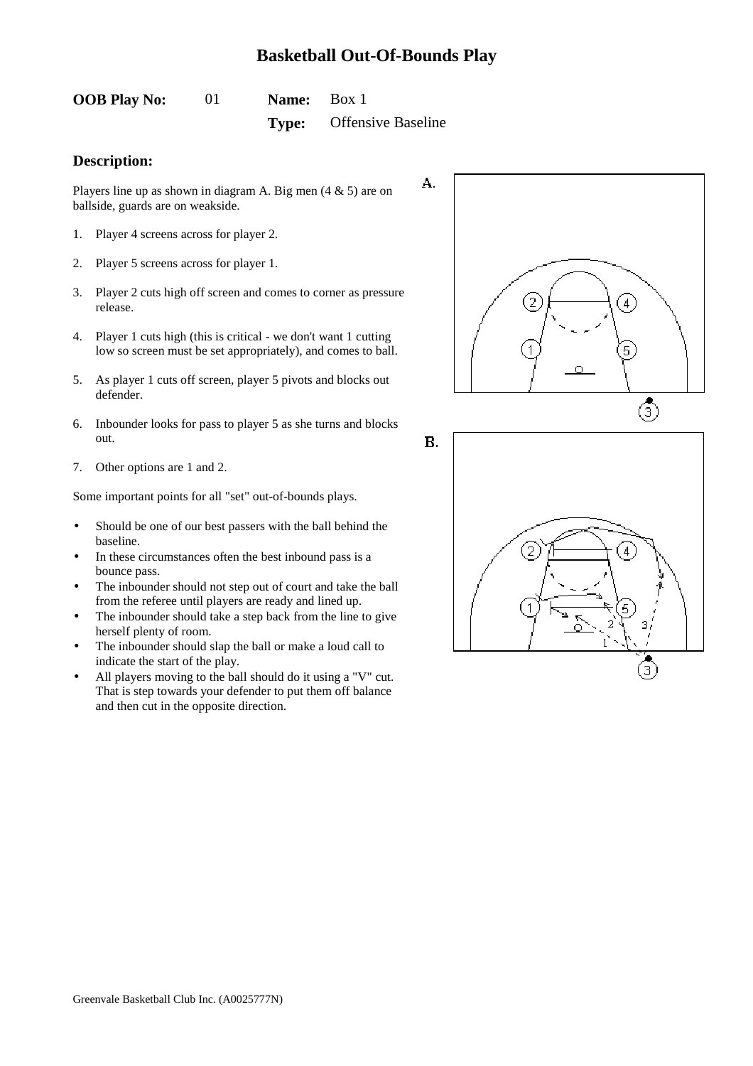# Basketball Out-Of-Bounds Play

**OOB Play No:** 01 **Name:** Box 1

**Type:** Offensive Baseline

## Description:

Players line up as shown in diagram A. Big men (4 & 5) are on ballside, guards are on weakside.

1. Player 4 screens across for player 2.
2. Player 5 screens across for player 1.
3. Player 2 cuts high off screen and comes to corner as pressure release.
4. Player 1 cuts high (this is critical - we don't want 1 cutting low so screen must be set appropriately), and comes to ball.
5. As player 1 cuts off screen, player 5 pivots and blocks out defender.
6. Inbounder looks for pass to player 5 as she turns and blocks out.
7. Other options are 1 and 2.

Some important points for all "set" out-of-bounds plays.

- Should be one of our best passers with the ball behind the baseline.
- In these circumstances often the best inbound pass is a bounce pass.
- The inbounder should not step out of court and take the ball from the referee until players are ready and lined up.
- The inbounder should take a step back from the line to give herself plenty of room.
- The inbounder should slap the ball or make a loud call to indicate the start of the play.
- All players moving to the ball should do it using a "V" cut. That is step towards your defender to put them off balance and then cut in the opposite direction.

A.

B.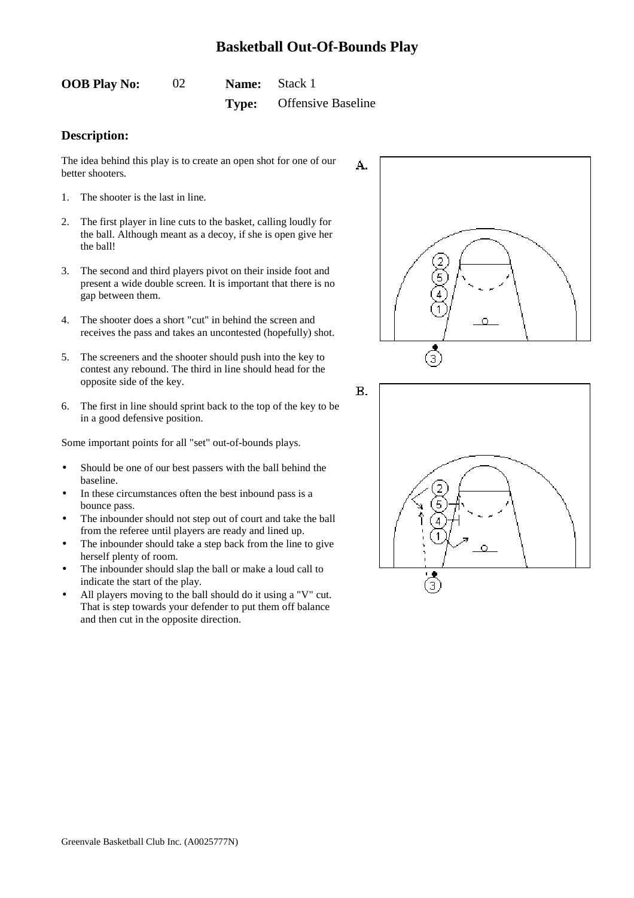# Basketball Out-Of-Bounds Play

**OOB Play No:** 02 **Name:** Stack 1

**Type:** Offensive Baseline

## Description:

The idea behind this play is to create an open shot for one of our better shooters.

1. The shooter is the last in line.
2. The first player in line cuts to the basket, calling loudly for the ball. Although meant as a decoy, if she is open give her the ball!
3. The second and third players pivot on their inside foot and present a wide double screen. It is important that there is no gap between them.
4. The shooter does a short "cut" in behind the screen and receives the pass and takes an uncontested (hopefully) shot.
5. The screeners and the shooter should push into the key to contest any rebound. The third in line should head for the opposite side of the key.
6. The first in line should sprint back to the top of the key to be in a good defensive position.

Some important points for all "set" out-of-bounds plays.

- Should be one of our best passers with the ball behind the baseline.
- In these circumstances often the best inbound pass is a bounce pass.
- The inbounder should not step out of court and take the ball from the referee until players are ready and lined up.
- The inbounder should take a step back from the line to give herself plenty of room.
- The inbounder should slap the ball or make a loud call to indicate the start of the play.
- All players moving to the ball should do it using a "V" cut. That is step towards your defender to put them off balance and then cut in the opposite direction.

A.

B.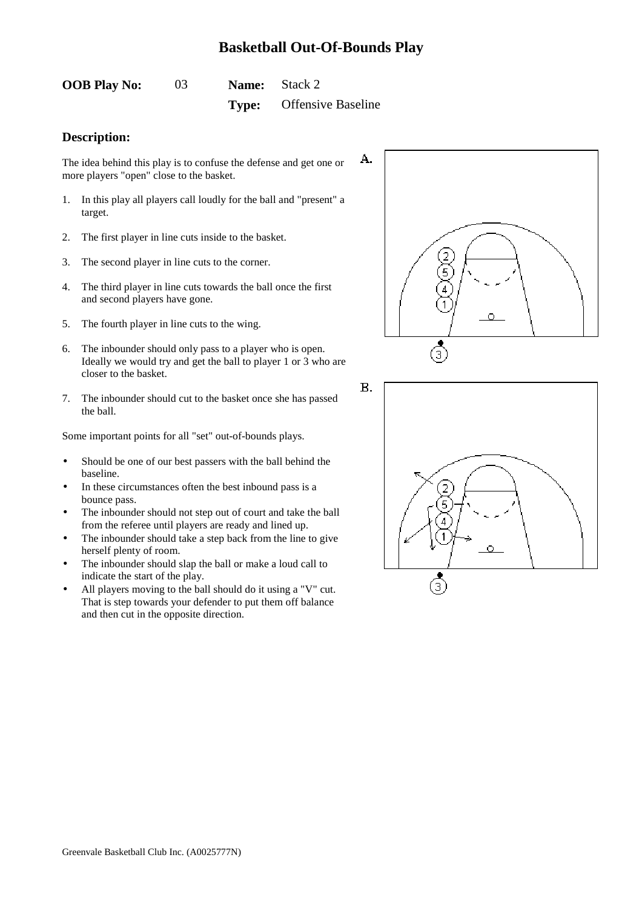# Basketball Out-Of-Bounds Play

**OOB Play No:** 03 **Name:** Stack 2

**Type:** Offensive Baseline

## Description:

The idea behind this play is to confuse the defense and get one or more players "open" close to the basket.

1. In this play all players call loudly for the ball and "present" a target.
2. The first player in line cuts inside to the basket.
3. The second player in line cuts to the corner.
4. The third player in line cuts towards the ball once the first and second players have gone.
5. The fourth player in line cuts to the wing.
6. The inbounder should only pass to a player who is open. Ideally we would try and get the ball to player 1 or 3 who are closer to the basket.
7. The inbounder should cut to the basket once she has passed the ball.

Some important points for all "set" out-of-bounds plays.

- Should be one of our best passers with the ball behind the baseline.
- In these circumstances often the best inbound pass is a bounce pass.
- The inbounder should not step out of court and take the ball from the referee until players are ready and lined up.
- The inbounder should take a step back from the line to give herself plenty of room.
- The inbounder should slap the ball or make a loud call to indicate the start of the play.
- All players moving to the ball should do it using a "V" cut. That is step towards your defender to put them off balance and then cut in the opposite direction.

A.

B.

Greenvale Basketball Club Inc. (A0025777N)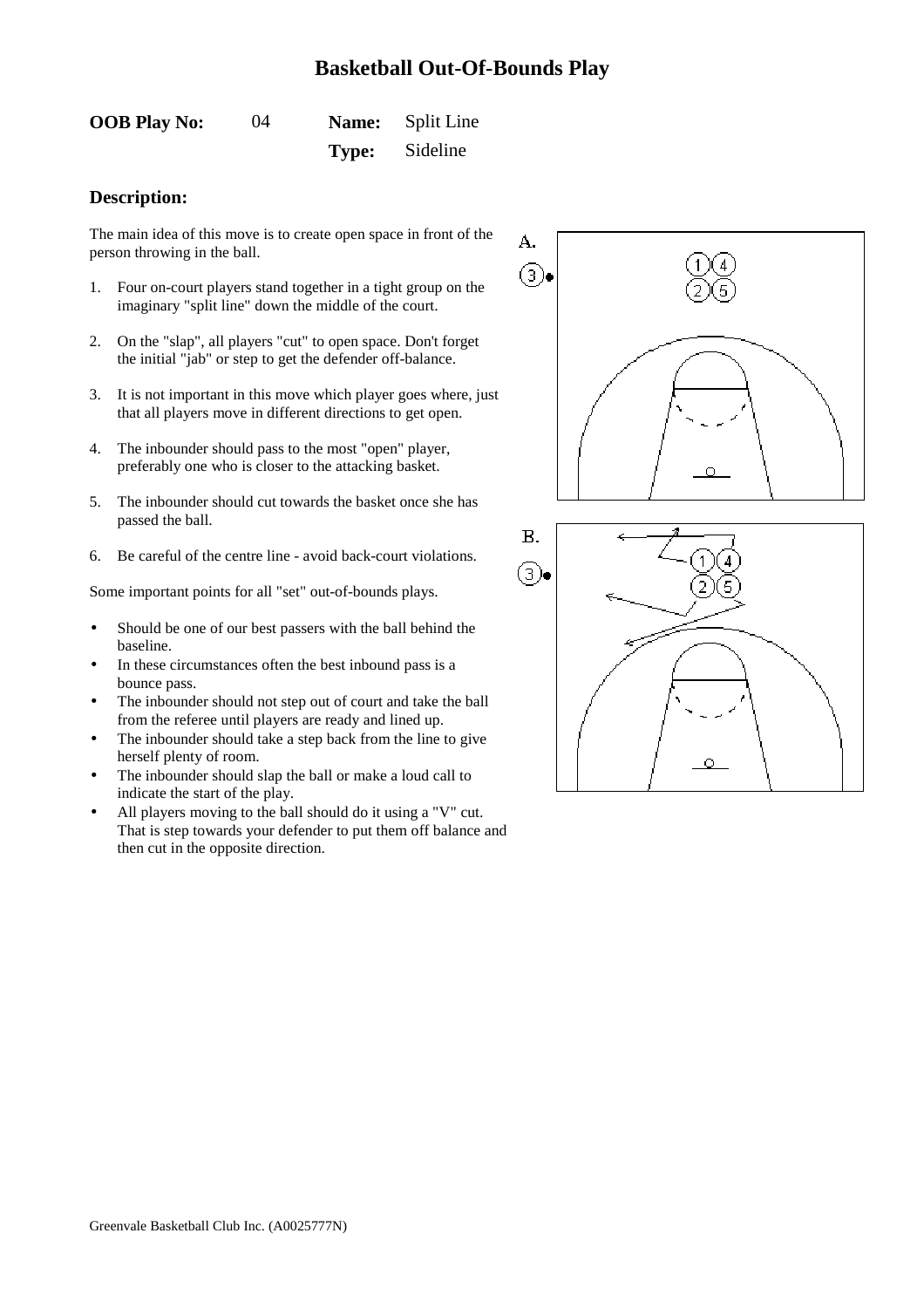# Basketball Out-Of-Bounds Play

**OOB Play No:** 04 **Name:** Split Line

**Type:** Sideline

## Description:

The main idea of this move is to create open space in front of the person throwing in the ball.

1. Four on-court players stand together in a tight group on the imaginary "split line" down the middle of the court.
2. On the "slap", all players "cut" to open space. Don't forget the initial "jab" or step to get the defender off-balance.
3. It is not important in this move which player goes where, just that all players move in different directions to get open.
4. The inbounder should pass to the most "open" player, preferably one who is closer to the attacking basket.
5. The inbounder should cut towards the basket once she has passed the ball.
6. Be careful of the centre line - avoid back-court violations.

Some important points for all "set" out-of-bounds plays.

- Should be one of our best passers with the ball behind the baseline.
- In these circumstances often the best inbound pass is a bounce pass.
- The inbounder should not step out of court and take the ball from the referee until players are ready and lined up.
- The inbounder should take a step back from the line to give herself plenty of room.
- The inbounder should slap the ball or make a loud call to indicate the start of the play.
- All players moving to the ball should do it using a "V" cut. That is step towards your defender to put them off balance and then cut in the opposite direction.

A.

B.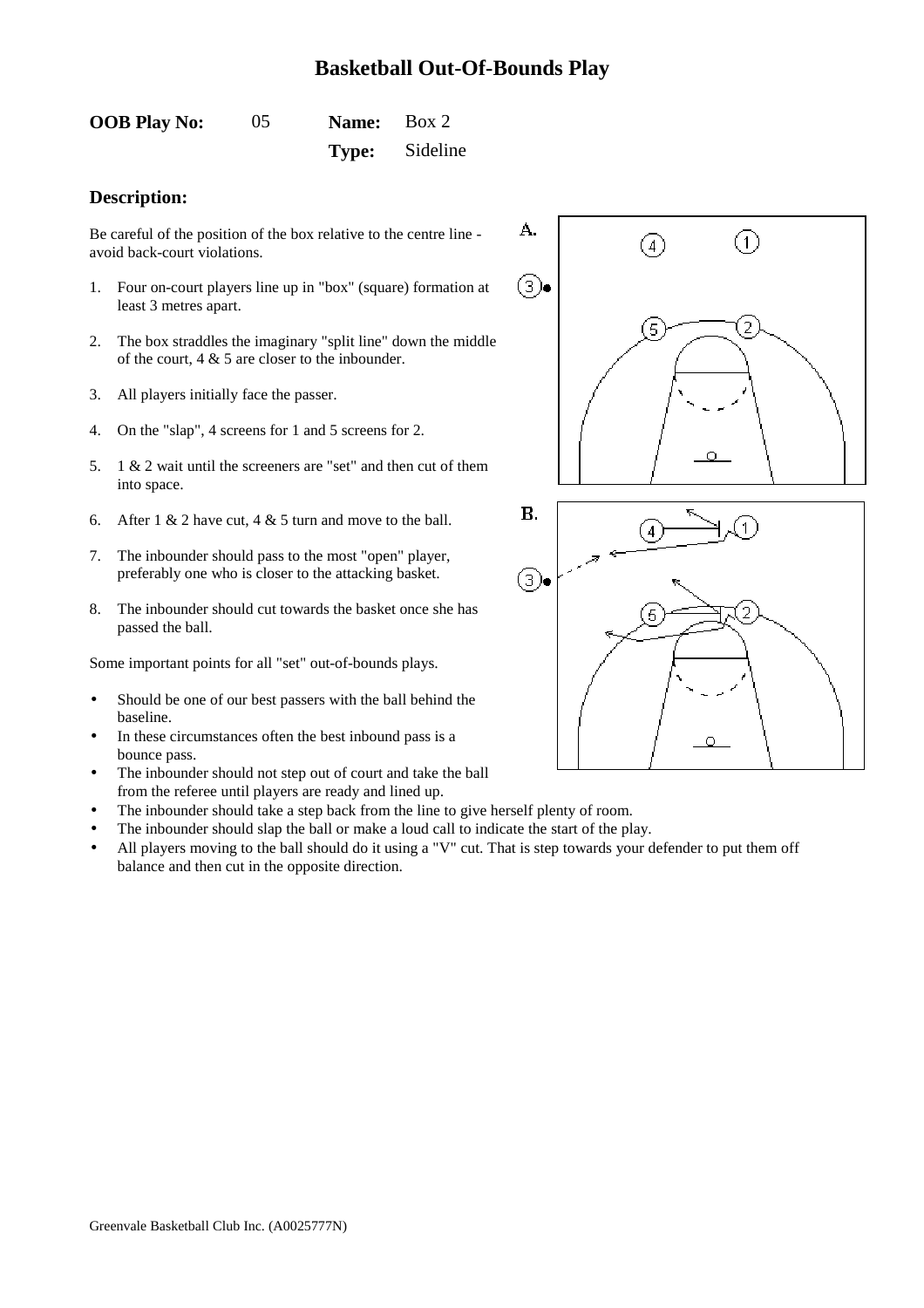# Basketball Out-Of-Bounds Play

**OOB Play No:** 05 **Name:** Box 2

**Type:** Sideline

## Description:

Be careful of the position of the box relative to the centre line - avoid back-court violations.

1. Four on-court players line up in "box" (square) formation at least 3 metres apart.
2. The box straddles the imaginary "split line" down the middle of the court, 4 & 5 are closer to the inbounder.
3. All players initially face the passer.
4. On the "slap", 4 screens for 1 and 5 screens for 2.
5. 1 & 2 wait until the screeners are "set" and then cut of them into space.
6. After 1 & 2 have cut, 4 & 5 turn and move to the ball.
7. The inbounder should pass to the most "open" player, preferably one who is closer to the attacking basket.
8. The inbounder should cut towards the basket once she has passed the ball.

Some important points for all "set" out-of-bounds plays.

- Should be one of our best passers with the ball behind the baseline.
- In these circumstances often the best inbound pass is a bounce pass.
- The inbounder should not step out of court and take the ball from the referee until players are ready and lined up.
- The inbounder should take a step back from the line to give herself plenty of room.
- The inbounder should slap the ball or make a loud call to indicate the start of the play.
- All players moving to the ball should do it using a "V" cut. That is step towards your defender to put them off balance and then cut in the opposite direction.

A.

B.

Greenvale Basketball Club Inc. (A0025777N)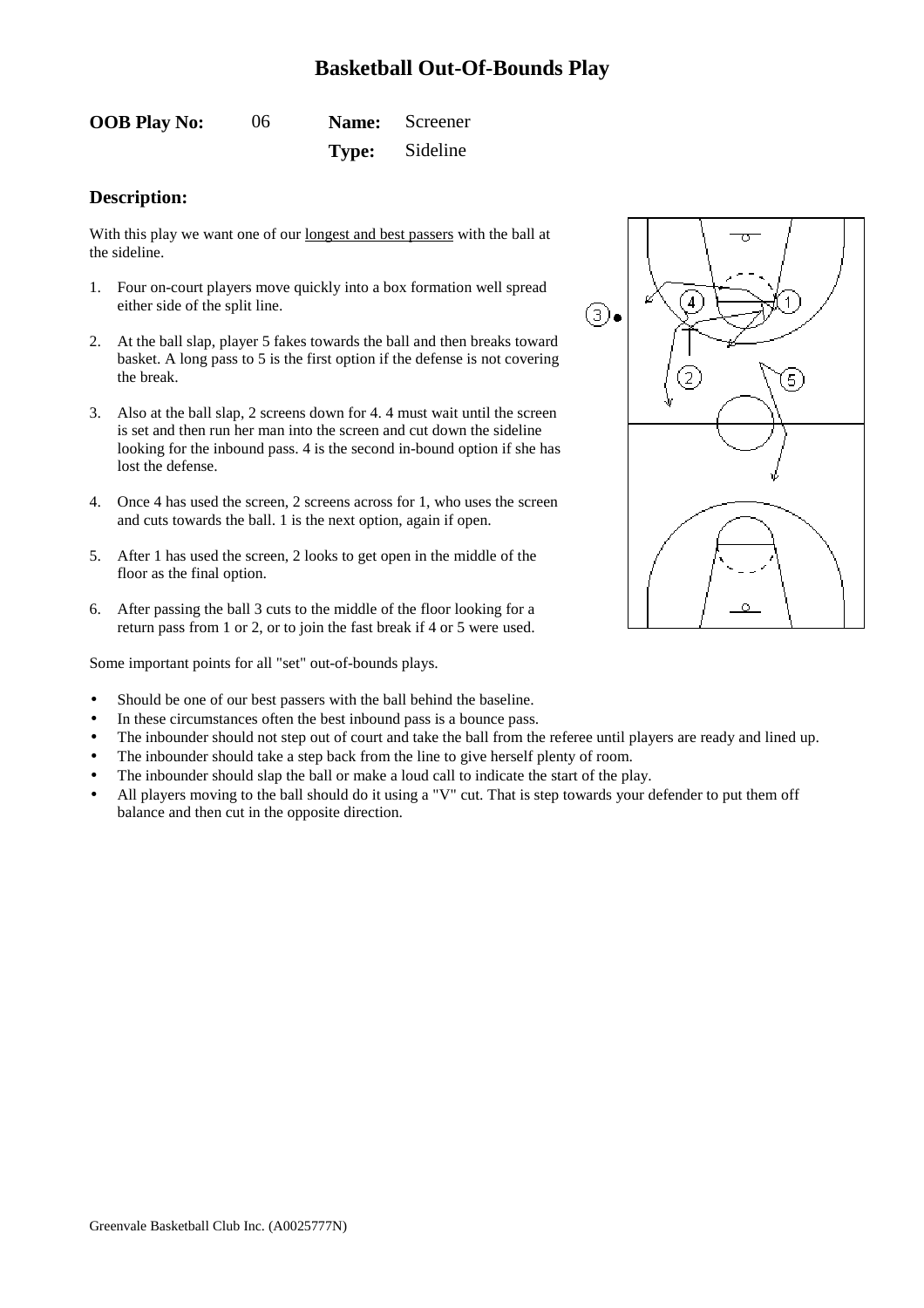# Basketball Out-Of-Bounds Play

**OOB Play No:** 06 **Name:** Screener

**Type:** Sideline

## Description:

With this play we want one of our longest and best passers with the ball at the sideline.

1. Four on-court players move quickly into a box formation well spread either side of the split line.
2. At the ball slap, player 5 fakes towards the ball and then breaks toward basket. A long pass to 5 is the first option if the defense is not covering the break.
3. Also at the ball slap, 2 screens down for 4. 4 must wait until the screen is set and then run her man into the screen and cut down the sideline looking for the inbound pass. 4 is the second in-bound option if she has lost the defense.
4. Once 4 has used the screen, 2 screens across for 1, who uses the screen and cuts towards the ball. 1 is the next option, again if open.
5. After 1 has used the screen, 2 looks to get open in the middle of the floor as the final option.
6. After passing the ball 3 cuts to the middle of the floor looking for a return pass from 1 or 2, or to join the fast break if 4 or 5 were used.

Some important points for all "set" out-of-bounds plays.

- Should be one of our best passers with the ball behind the baseline.
- In these circumstances often the best inbound pass is a bounce pass.
- The inbounder should not step out of court and take the ball from the referee until players are ready and lined up.
- The inbounder should take a step back from the line to give herself plenty of room.
- The inbounder should slap the ball or make a loud call to indicate the start of the play.
- All players moving to the ball should do it using a "V" cut. That is step towards your defender to put them off balance and then cut in the opposite direction.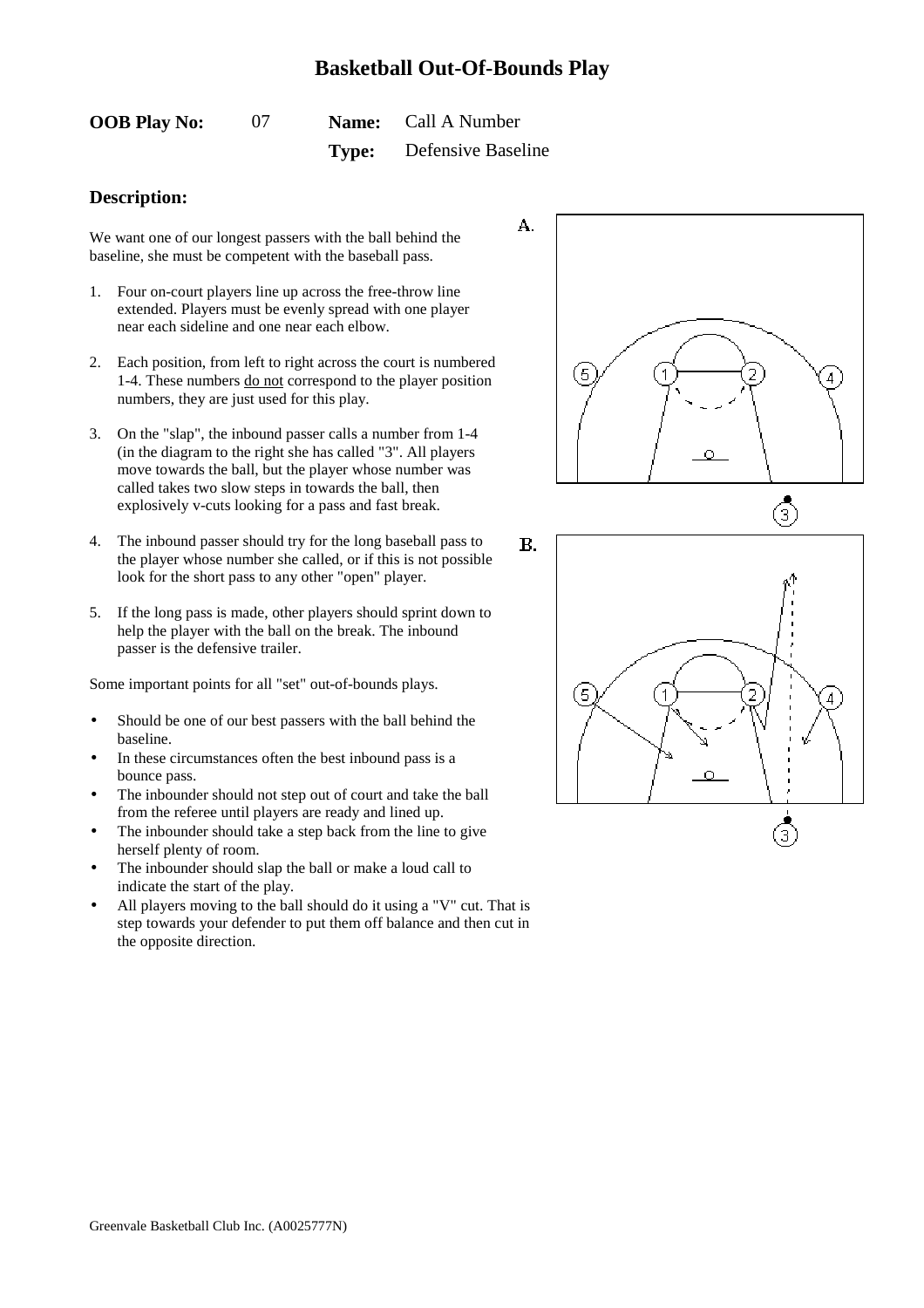# Basketball Out-Of-Bounds Play

**OOB Play No:** 07 **Name:** Call A Number

**Type:** Defensive Baseline

## Description:

We want one of our longest passers with the ball behind the baseline, she must be competent with the baseball pass.

1. Four on-court players line up across the free-throw line extended. Players must be evenly spread with one player near each sideline and one near each elbow.
2. Each position, from left to right across the court is numbered 1-4. These numbers do not correspond to the player position numbers, they are just used for this play.
3. On the "slap", the inbound passer calls a number from 1-4 (in the diagram to the right she has called "3". All players move towards the ball, but the player whose number was called takes two slow steps in towards the ball, then explosively v-cuts looking for a pass and fast break.
4. The inbound passer should try for the long baseball pass to the player whose number she called, or if this is not possible look for the short pass to any other "open" player.
5. If the long pass is made, other players should sprint down to help the player with the ball on the break. The inbound passer is the defensive trailer.

Some important points for all "set" out-of-bounds plays.

- Should be one of our best passers with the ball behind the baseline.
- In these circumstances often the best inbound pass is a bounce pass.
- The inbounder should not step out of court and take the ball from the referee until players are ready and lined up.
- The inbounder should take a step back from the line to give herself plenty of room.
- The inbounder should slap the ball or make a loud call to indicate the start of the play.
- All players moving to the ball should do it using a "V" cut. That is step towards your defender to put them off balance and then cut in the opposite direction.

A.

B.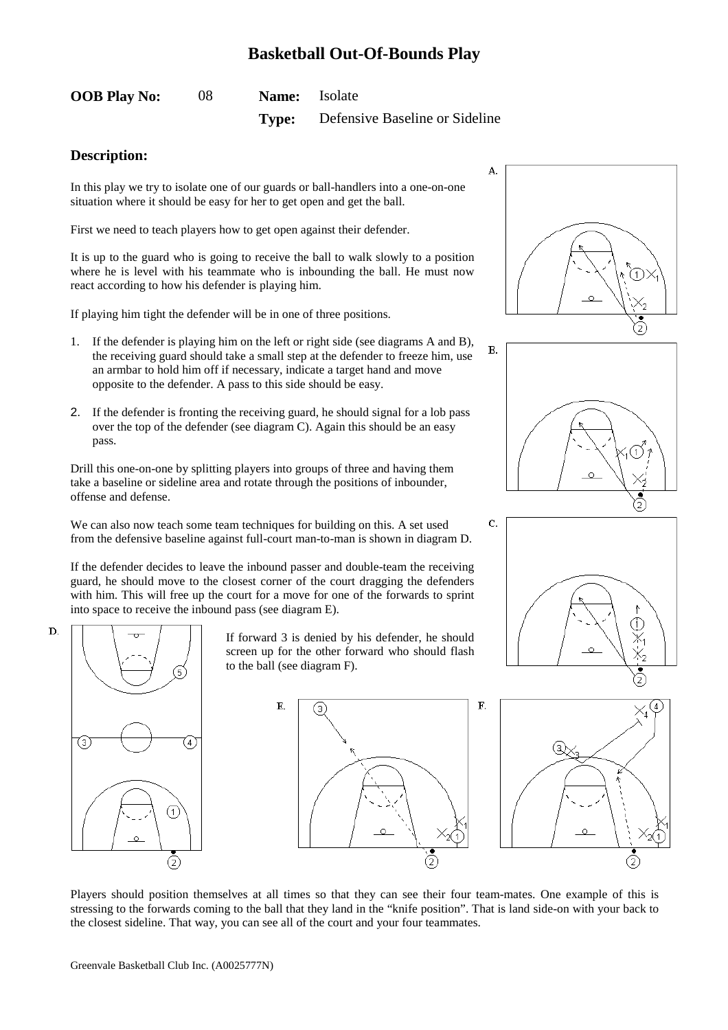# Basketball Out-Of-Bounds Play

**OOB Play No:** 08 **Name:** Isolate

**Type:** Defensive Baseline or Sideline

## Description:

In this play we try to isolate one of our guards or ball-handlers into a one-on-one situation where it should be easy for her to get open and get the ball.

First we need to teach players how to get open against their defender.

It is up to the guard who is going to receive the ball to walk slowly to a position where he is level with his teammate who is inbounding the ball. He must now react according to how his defender is playing him.

If playing him tight the defender will be in one of three positions.

1. If the defender is playing him on the left or right side (see diagrams A and B), the receiving guard should take a small step at the defender to freeze him, use an armbar to hold him off if necessary, indicate a target hand and move opposite to the defender. A pass to this side should be easy.
2. If the defender is fronting the receiving guard, he should signal for a lob pass over the top of the defender (see diagram C). Again this should be an easy pass.

Drill this one-on-one by splitting players into groups of three and having them take a baseline or sideline area and rotate through the positions of inbounder, offense and defense.

We can also now teach some team techniques for building on this. A set used from the defensive baseline against full-court man-to-man is shown in diagram D.

If the defender decides to leave the inbound passer and double-team the receiving guard, he should move to the closest corner of the court dragging the defenders with him. This will free up the court for a move for one of the forwards to sprint into space to receive the inbound pass (see diagram E).

If forward 3 is denied by his defender, he should screen up for the other forward who should flash to the ball (see diagram F).

Players should position themselves at all times so that they can see their four team-mates. One example of this is stressing to the forwards coming to the ball that they land in the "knife position". That is land side-on with your back to the closest sideline. That way, you can see all of the court and your four teammates.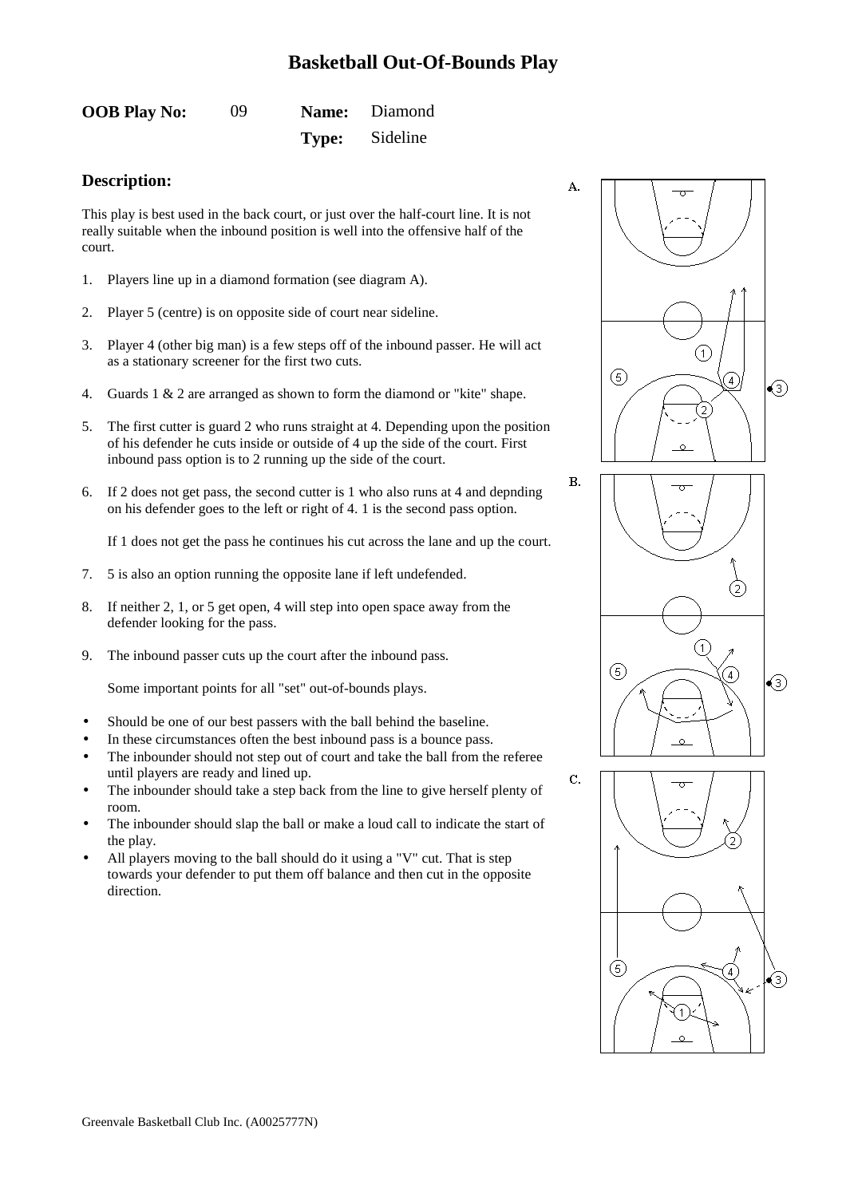# Basketball Out-Of-Bounds Play

**OOB Play No:** 09 **Name:** Diamond

**Type:** Sideline

## Description:

This play is best used in the back court, or just over the half-court line. It is not really suitable when the inbound position is well into the offensive half of the court.

1. Players line up in a diamond formation (see diagram A).
2. Player 5 (centre) is on opposite side of court near sideline.
3. Player 4 (other big man) is a few steps off of the inbound passer. He will act as a stationary screener for the first two cuts.
4. Guards 1 & 2 are arranged as shown to form the diamond or "kite" shape.
5. The first cutter is guard 2 who runs straight at 4. Depending upon the position of his defender he cuts inside or outside of 4 up the side of the court. First inbound pass option is to 2 running up the side of the court.
6. If 2 does not get pass, the second cutter is 1 who also runs at 4 and depnding on his defender goes to the left or right of 4. 1 is the second pass option.

   If 1 does not get the pass he continues his cut across the lane and up the court.
7. 5 is also an option running the opposite lane if left undefended.
8. If neither 2, 1, or 5 get open, 4 will step into open space away from the defender looking for the pass.
9. The inbound passer cuts up the court after the inbound pass.

   Some important points for all "set" out-of-bounds plays.

- Should be one of our best passers with the ball behind the baseline.
- In these circumstances often the best inbound pass is a bounce pass.
- The inbounder should not step out of court and take the ball from the referee until players are ready and lined up.
- The inbounder should take a step back from the line to give herself plenty of room.
- The inbounder should slap the ball or make a loud call to indicate the start of the play.
- All players moving to the ball should do it using a "V" cut. That is step towards your defender to put them off balance and then cut in the opposite direction.

A.

B.

C.

Greenvale Basketball Club Inc. (A0025777N)